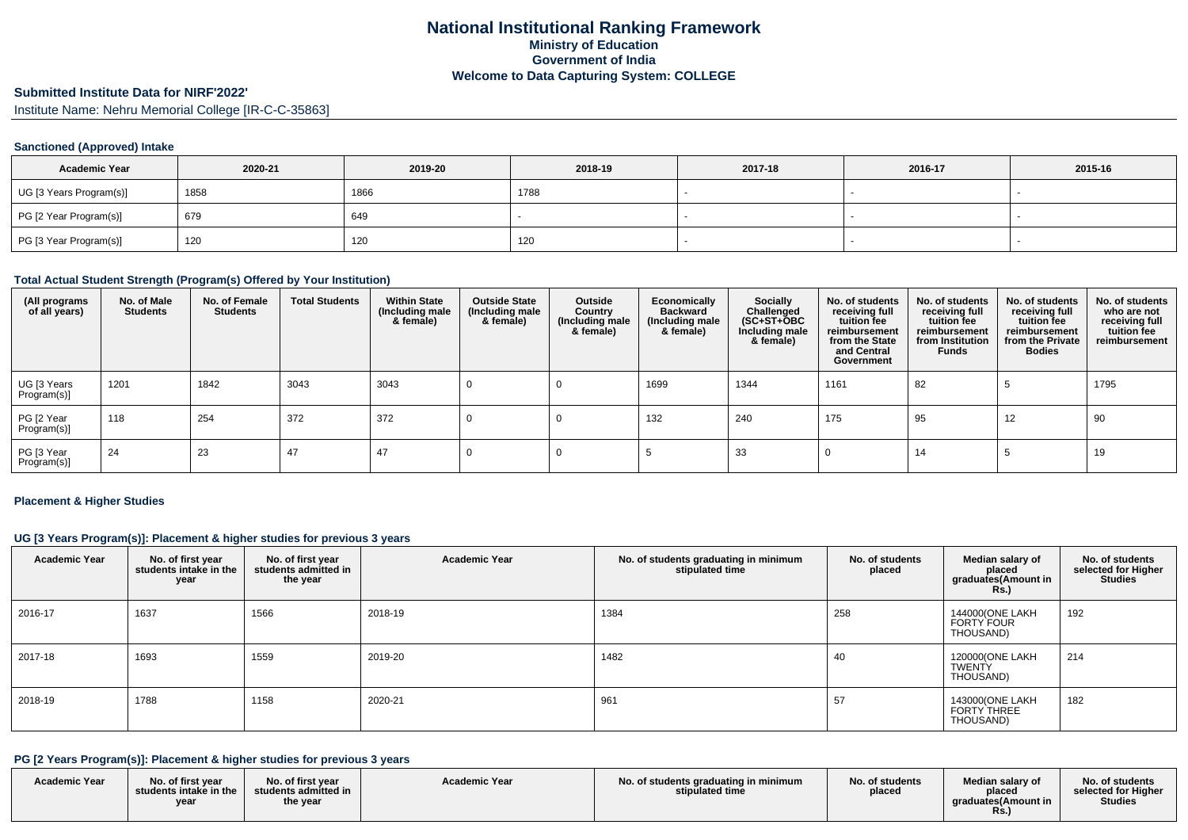# National Institutional Ranking Framework
## Ministry of Education
## Government of India
## Welcome to Data Capturing System: COLLEGE

**Submitted Institute Data for NIRF'2022'**

Institute Name: Nehru Memorial College [IR-C-C-35863]

### Sanctioned (Approved) Intake

| Academic Year | 2020-21 | 2019-20 | 2018-19 | 2017-18 | 2016-17 | 2015-16 |
|---|---|---|---|---|---|---|
| UG [3 Years Program(s)] | 1858 | 1866 | 1788 | - | - | - |
| PG [2 Year Program(s)] | 679 | 649 | - | - | - | - |
| PG [3 Year Program(s)] | 120 | 120 | 120 | - | - | - |

### Total Actual Student Strength (Program(s) Offered by Your Institution)

| (All programs of all years) | No. of Male Students | No. of Female Students | Total Students | Within State (Including male & female) | Outside State (Including male & female) | Outside Country (Including male & female) | Economically Backward (Including male & female) | Socially Challenged (SC+ST+OBC Including male & female) | No. of students receiving full tuition fee reimbursement from the State and Central Government | No. of students receiving full tuition fee reimbursement from Institution Funds | No. of students receiving full tuition fee reimbursement from the Private Bodies | No. of students who are not receiving full tuition fee reimbursement |
|---|---|---|---|---|---|---|---|---|---|---|---|---|
| UG [3 Years Program(s)] | 1201 | 1842 | 3043 | 3043 | 0 | 0 | 1699 | 1344 | 1161 | 82 | 5 | 1795 |
| PG [2 Year Program(s)] | 118 | 254 | 372 | 372 | 0 | 0 | 132 | 240 | 175 | 95 | 12 | 90 |
| PG [3 Year Program(s)] | 24 | 23 | 47 | 47 | 0 | 0 | 5 | 33 | 0 | 14 | 5 | 19 |

### Placement & Higher Studies

#### UG [3 Years Program(s)]: Placement & higher studies for previous 3 years

| Academic Year | No. of first year students intake in the year | No. of first year students admitted in the year | Academic Year | No. of students graduating in minimum stipulated time | No. of students placed | Median salary of placed graduates(Amount in Rs.) | No. of students selected for Higher Studies |
|---|---|---|---|---|---|---|---|
| 2016-17 | 1637 | 1566 | 2018-19 | 1384 | 258 | 144000(ONE LAKH FORTY FOUR THOUSAND) | 192 |
| 2017-18 | 1693 | 1559 | 2019-20 | 1482 | 40 | 120000(ONE LAKH TWENTY THOUSAND) | 214 |
| 2018-19 | 1788 | 1158 | 2020-21 | 961 | 57 | 143000(ONE LAKH FORTY THREE THOUSAND) | 182 |

#### PG [2 Years Program(s)]: Placement & higher studies for previous 3 years

| Academic Year | No. of first year students intake in the year | No. of first year students admitted in the year | Academic Year | No. of students graduating in minimum stipulated time | No. of students placed | Median salary of placed graduates(Amount in Rs.) | No. of students selected for Higher Studies |
|---|---|---|---|---|---|---|---|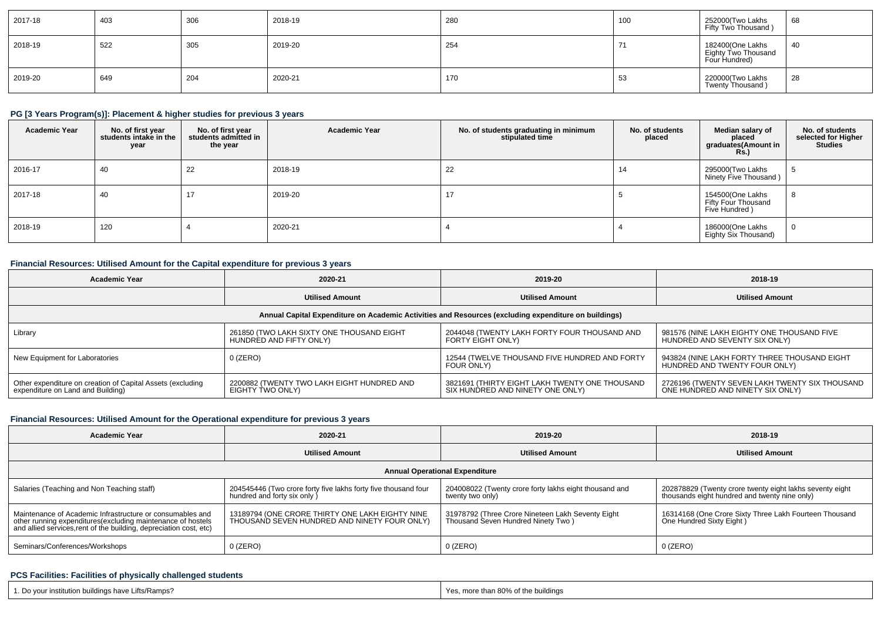| 2017-18 | 403 | 306 | 2018-19 | 280 | 100 | 252000(Two Lakhs Fifty Two Thousand ) | 68 |
|---|---|---|---|---|---|---|---|
| 2018-19 | 522 | 305 | 2019-20 | 254 | 71 | 182400(One Lakhs Eighty Two Thousand Four Hundred) | 40 |
| 2019-20 | 649 | 204 | 2020-21 | 170 | 53 | 220000(Two Lakhs Twenty Thousand ) | 28 |

### PG [3 Years Program(s)]: Placement & higher studies for previous 3 years

| Academic Year | No. of first year students intake in the year | No. of first year students admitted in the year | Academic Year | No. of students graduating in minimum stipulated time | No. of students placed | Median salary of placed graduates(Amount in Rs.) | No. of students selected for Higher Studies |
|---|---|---|---|---|---|---|---|
| 2016-17 | 40 | 22 | 2018-19 | 22 | 14 | 295000(Two Lakhs Ninety Five Thousand ) | 5 |
| 2017-18 | 40 | 17 | 2019-20 | 17 | 5 | 154500(One Lakhs Fifty Four Thousand Five Hundred ) | 8 |
| 2018-19 | 120 | 4 | 2020-21 | 4 | 4 | 186000(One Lakhs Eighty Six Thousand) | 0 |

### Financial Resources: Utilised Amount for the Capital expenditure for previous 3 years

| Academic Year | 2020-21 | 2019-20 | 2018-19 |
|---|---|---|---|
| | Utilised Amount | Utilised Amount | Utilised Amount |
| Annual Capital Expenditure on Academic Activities and Resources (excluding expenditure on buildings) | | | |
| Library | 261850 (TWO LAKH SIXTY ONE THOUSAND EIGHT HUNDRED AND FIFTY ONLY) | 2044048 (TWENTY LAKH FORTY FOUR THOUSAND AND FORTY EIGHT ONLY) | 981576 (NINE LAKH EIGHTY ONE THOUSAND FIVE HUNDRED AND SEVENTY SIX ONLY) |
| New Equipment for Laboratories | 0 (ZERO) | 12544 (TWELVE THOUSAND FIVE HUNDRED AND FORTY FOUR ONLY) | 943824 (NINE LAKH FORTY THREE THOUSAND EIGHT HUNDRED AND TWENTY FOUR ONLY) |
| Other expenditure on creation of Capital Assets (excluding expenditure on Land and Building) | 2200882 (TWENTY TWO LAKH EIGHT HUNDRED AND EIGHTY TWO ONLY) | 3821691 (THIRTY EIGHT LAKH TWENTY ONE THOUSAND SIX HUNDRED AND NINETY ONE ONLY) | 2726196 (TWENTY SEVEN LAKH TWENTY SIX THOUSAND ONE HUNDRED AND NINETY SIX ONLY) |

### Financial Resources: Utilised Amount for the Operational expenditure for previous 3 years

| Academic Year | 2020-21 | 2019-20 | 2018-19 |
|---|---|---|---|
| | Utilised Amount | Utilised Amount | Utilised Amount |
| Annual Operational Expenditure | | | |
| Salaries (Teaching and Non Teaching staff) | 204545446 (Two crore forty five lakhs forty five thousand four hundred and forty six only ) | 204008022 (Twenty crore forty lakhs eight thousand and twenty two only) | 202878829 (Twenty crore twenty eight lakhs seventy eight thousands eight hundred and twenty nine only) |
| Maintenance of Academic Infrastructure or consumables and other running expenditures(excluding maintenance of hostels and allied services,rent of the building, depreciation cost, etc) | 13189794 (ONE CRORE THIRTY ONE LAKH EIGHTY NINE THOUSAND SEVEN HUNDRED AND NINETY FOUR ONLY) | 31978792 (Three Crore Nineteen Lakh Seventy Eight Thousand Seven Hundred Ninety Two ) | 16314168 (One Crore Sixty Three Lakh Fourteen Thousand One Hundred Sixty Eight ) |
| Seminars/Conferences/Workshops | 0 (ZERO) | 0 (ZERO) | 0 (ZERO) |

### PCS Facilities: Facilities of physically challenged students

| 1. Do your institution buildings have Lifts/Ramps? | Yes, more than 80% of the buildings |
|---|---|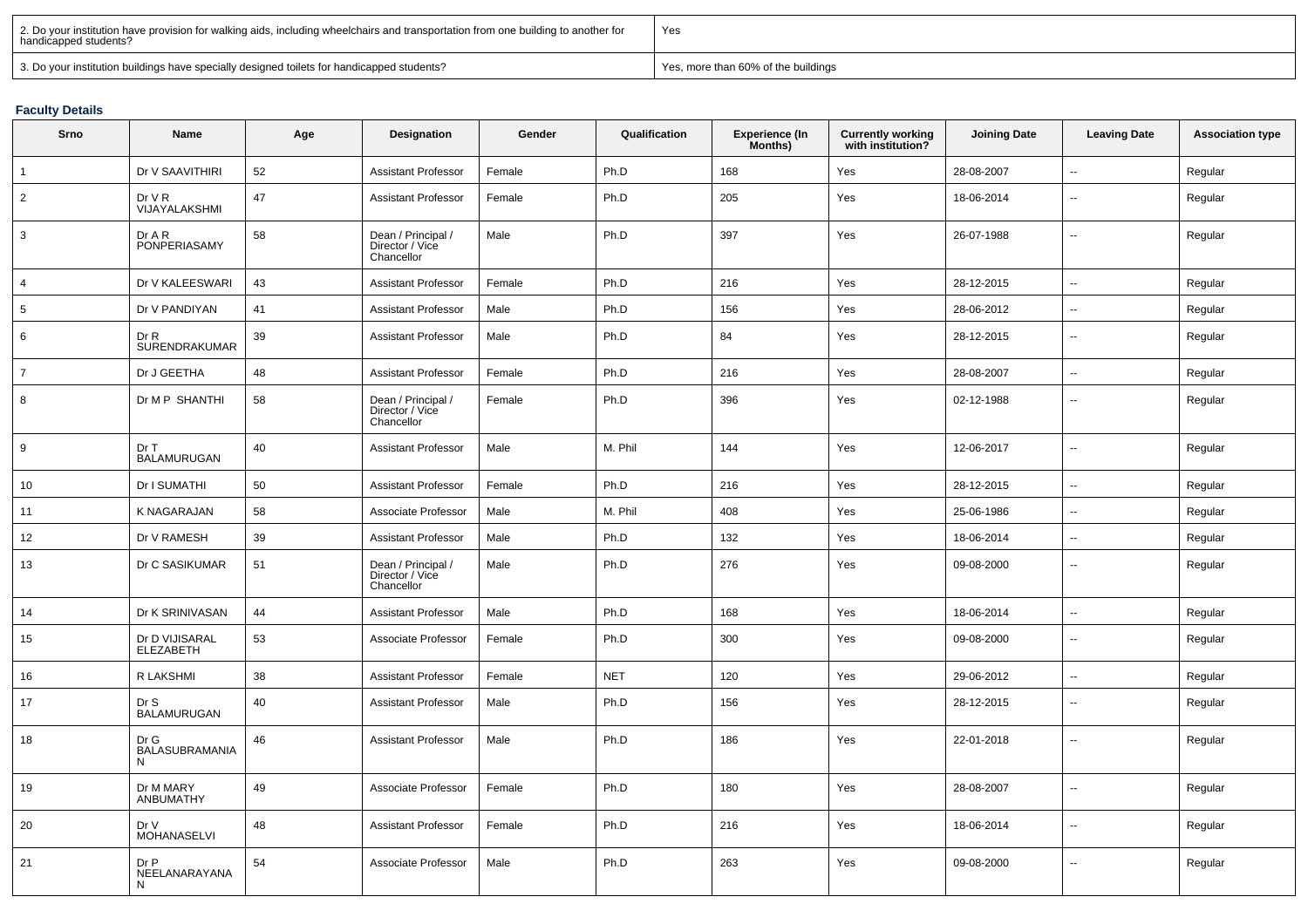| 2. Do your institution have provision for walking aids, including wheelchairs and transportation from one building to another for handicapped students? | Yes |
|---|---|
| 3. Do your institution buildings have specially designed toilets for handicapped students? | Yes, more than 60% of the buildings |

**Faculty Details**

| Srno | Name | Age | Designation | Gender | Qualification | Experience (In Months) | Currently working with institution? | Joining Date | Leaving Date | Association type |
|---|---|---|---|---|---|---|---|---|---|---|
| 1 | Dr V SAAVITHIRI | 52 | Assistant Professor | Female | Ph.D | 168 | Yes | 28-08-2007 | -- | Regular |
| 2 | Dr V R VIJAYALAKSHMI | 47 | Assistant Professor | Female | Ph.D | 205 | Yes | 18-06-2014 | -- | Regular |
| 3 | Dr A R PONPERIASAMY | 58 | Dean / Principal / Director / Vice Chancellor | Male | Ph.D | 397 | Yes | 26-07-1988 | -- | Regular |
| 4 | Dr V KALEESWARI | 43 | Assistant Professor | Female | Ph.D | 216 | Yes | 28-12-2015 | -- | Regular |
| 5 | Dr V PANDIYAN | 41 | Assistant Professor | Male | Ph.D | 156 | Yes | 28-06-2012 | -- | Regular |
| 6 | Dr R SURENDRAKUMAR | 39 | Assistant Professor | Male | Ph.D | 84 | Yes | 28-12-2015 | -- | Regular |
| 7 | Dr J GEETHA | 48 | Assistant Professor | Female | Ph.D | 216 | Yes | 28-08-2007 | -- | Regular |
| 8 | Dr M P SHANTHI | 58 | Dean / Principal / Director / Vice Chancellor | Female | Ph.D | 396 | Yes | 02-12-1988 | -- | Regular |
| 9 | Dr T BALAMURUGAN | 40 | Assistant Professor | Male | M. Phil | 144 | Yes | 12-06-2017 | -- | Regular |
| 10 | Dr I SUMATHI | 50 | Assistant Professor | Female | Ph.D | 216 | Yes | 28-12-2015 | -- | Regular |
| 11 | K NAGARAJAN | 58 | Associate Professor | Male | M. Phil | 408 | Yes | 25-06-1986 | -- | Regular |
| 12 | Dr V RAMESH | 39 | Assistant Professor | Male | Ph.D | 132 | Yes | 18-06-2014 | -- | Regular |
| 13 | Dr C SASIKUMAR | 51 | Dean / Principal / Director / Vice Chancellor | Male | Ph.D | 276 | Yes | 09-08-2000 | -- | Regular |
| 14 | Dr K SRINIVASAN | 44 | Assistant Professor | Male | Ph.D | 168 | Yes | 18-06-2014 | -- | Regular |
| 15 | Dr D VIJISARAL ELEZABETH | 53 | Associate Professor | Female | Ph.D | 300 | Yes | 09-08-2000 | -- | Regular |
| 16 | R LAKSHMI | 38 | Assistant Professor | Female | NET | 120 | Yes | 29-06-2012 | -- | Regular |
| 17 | Dr S BALAMURUGAN | 40 | Assistant Professor | Male | Ph.D | 156 | Yes | 28-12-2015 | -- | Regular |
| 18 | Dr G BALASUBRAMANIAN | 46 | Assistant Professor | Male | Ph.D | 186 | Yes | 22-01-2018 | -- | Regular |
| 19 | Dr M MARY ANBUMATHY | 49 | Associate Professor | Female | Ph.D | 180 | Yes | 28-08-2007 | -- | Regular |
| 20 | Dr V MOHANASELVI | 48 | Assistant Professor | Female | Ph.D | 216 | Yes | 18-06-2014 | -- | Regular |
| 21 | Dr P NEELANARAYANAN | 54 | Associate Professor | Male | Ph.D | 263 | Yes | 09-08-2000 | -- | Regular |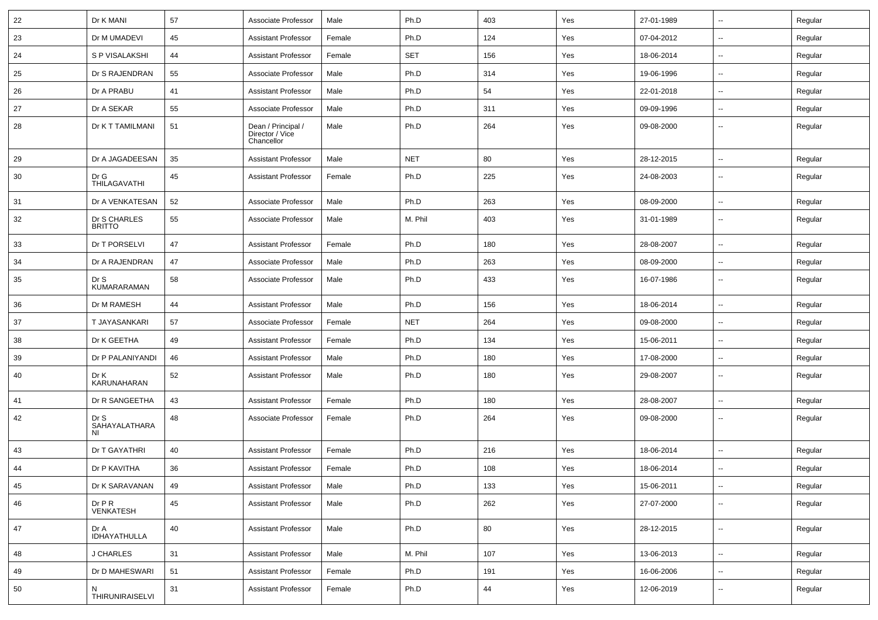| 22 | Dr K MANI | 57 | Associate Professor | Male | Ph.D | 403 | Yes | 27-01-1989 | -- | Regular |
|---|---|---|---|---|---|---|---|---|---|---|
| 23 | Dr M UMADEVI | 45 | Assistant Professor | Female | Ph.D | 124 | Yes | 07-04-2012 | -- | Regular |
| 24 | S P VISALAKSHI | 44 | Assistant Professor | Female | SET | 156 | Yes | 18-06-2014 | -- | Regular |
| 25 | Dr S RAJENDRAN | 55 | Associate Professor | Male | Ph.D | 314 | Yes | 19-06-1996 | -- | Regular |
| 26 | Dr A PRABU | 41 | Assistant Professor | Male | Ph.D | 54 | Yes | 22-01-2018 | -- | Regular |
| 27 | Dr A SEKAR | 55 | Associate Professor | Male | Ph.D | 311 | Yes | 09-09-1996 | -- | Regular |
| 28 | Dr K T TAMILMANI | 51 | Dean / Principal / Director / Vice Chancellor | Male | Ph.D | 264 | Yes | 09-08-2000 | -- | Regular |
| 29 | Dr A JAGADEESAN | 35 | Assistant Professor | Male | NET | 80 | Yes | 28-12-2015 | -- | Regular |
| 30 | Dr G THILAGAVATHI | 45 | Assistant Professor | Female | Ph.D | 225 | Yes | 24-08-2003 | -- | Regular |
| 31 | Dr A VENKATESAN | 52 | Associate Professor | Male | Ph.D | 263 | Yes | 08-09-2000 | -- | Regular |
| 32 | Dr S CHARLES BRITTO | 55 | Associate Professor | Male | M. Phil | 403 | Yes | 31-01-1989 | -- | Regular |
| 33 | Dr T PORSELVI | 47 | Assistant Professor | Female | Ph.D | 180 | Yes | 28-08-2007 | -- | Regular |
| 34 | Dr A RAJENDRAN | 47 | Associate Professor | Male | Ph.D | 263 | Yes | 08-09-2000 | -- | Regular |
| 35 | Dr S KUMARARAMAN | 58 | Associate Professor | Male | Ph.D | 433 | Yes | 16-07-1986 | -- | Regular |
| 36 | Dr M RAMESH | 44 | Assistant Professor | Male | Ph.D | 156 | Yes | 18-06-2014 | -- | Regular |
| 37 | T JAYASANKARI | 57 | Associate Professor | Female | NET | 264 | Yes | 09-08-2000 | -- | Regular |
| 38 | Dr K GEETHA | 49 | Assistant Professor | Female | Ph.D | 134 | Yes | 15-06-2011 | -- | Regular |
| 39 | Dr P PALANIYANDI | 46 | Assistant Professor | Male | Ph.D | 180 | Yes | 17-08-2000 | -- | Regular |
| 40 | Dr K KARUNAHARAN | 52 | Assistant Professor | Male | Ph.D | 180 | Yes | 29-08-2007 | -- | Regular |
| 41 | Dr R SANGEETHA | 43 | Assistant Professor | Female | Ph.D | 180 | Yes | 28-08-2007 | -- | Regular |
| 42 | Dr S SAHAYALATHARANI | 48 | Associate Professor | Female | Ph.D | 264 | Yes | 09-08-2000 | -- | Regular |
| 43 | Dr T GAYATHRI | 40 | Assistant Professor | Female | Ph.D | 216 | Yes | 18-06-2014 | -- | Regular |
| 44 | Dr P KAVITHA | 36 | Assistant Professor | Female | Ph.D | 108 | Yes | 18-06-2014 | -- | Regular |
| 45 | Dr K SARAVANAN | 49 | Assistant Professor | Male | Ph.D | 133 | Yes | 15-06-2011 | -- | Regular |
| 46 | Dr P R VENKATESH | 45 | Assistant Professor | Male | Ph.D | 262 | Yes | 27-07-2000 | -- | Regular |
| 47 | Dr A IDHAYATHULLA | 40 | Assistant Professor | Male | Ph.D | 80 | Yes | 28-12-2015 | -- | Regular |
| 48 | J CHARLES | 31 | Assistant Professor | Male | M. Phil | 107 | Yes | 13-06-2013 | -- | Regular |
| 49 | Dr D MAHESWARI | 51 | Assistant Professor | Female | Ph.D | 191 | Yes | 16-06-2006 | -- | Regular |
| 50 | N THIRUNIRAISELVI | 31 | Assistant Professor | Female | Ph.D | 44 | Yes | 12-06-2019 | -- | Regular |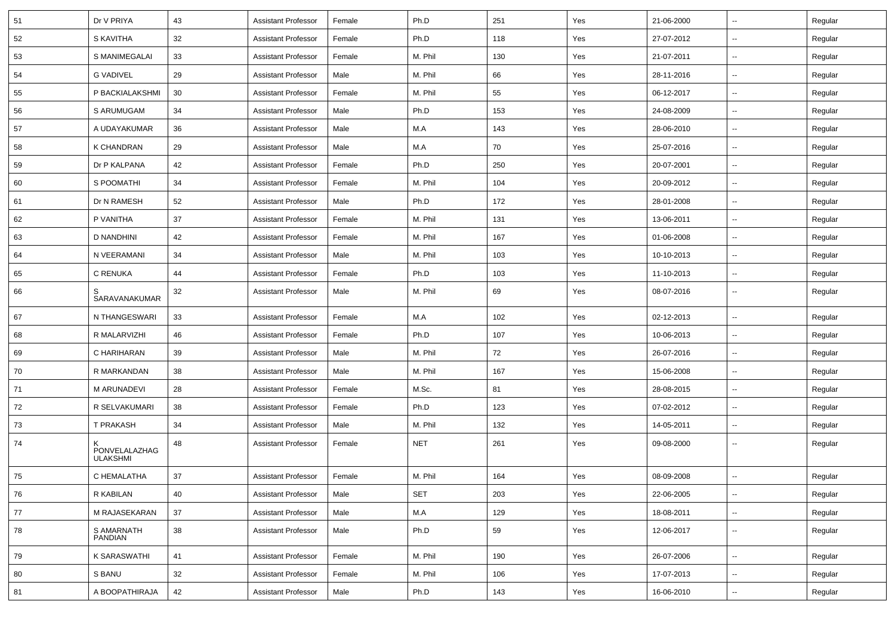| 51 | Dr V PRIYA | 43 | Assistant Professor | Female | Ph.D | 251 | Yes | 21-06-2000 | -- | Regular |
|---|---|---|---|---|---|---|---|---|---|---|
| 52 | S KAVITHA | 32 | Assistant Professor | Female | Ph.D | 118 | Yes | 27-07-2012 | -- | Regular |
| 53 | S MANIMEGALAI | 33 | Assistant Professor | Female | M. Phil | 130 | Yes | 21-07-2011 | -- | Regular |
| 54 | G VADIVEL | 29 | Assistant Professor | Male | M. Phil | 66 | Yes | 28-11-2016 | -- | Regular |
| 55 | P BACKIALAKSHMI | 30 | Assistant Professor | Female | M. Phil | 55 | Yes | 06-12-2017 | -- | Regular |
| 56 | S ARUMUGAM | 34 | Assistant Professor | Male | Ph.D | 153 | Yes | 24-08-2009 | -- | Regular |
| 57 | A UDAYAKUMAR | 36 | Assistant Professor | Male | M.A | 143 | Yes | 28-06-2010 | -- | Regular |
| 58 | K CHANDRAN | 29 | Assistant Professor | Male | M.A | 70 | Yes | 25-07-2016 | -- | Regular |
| 59 | Dr P KALPANA | 42 | Assistant Professor | Female | Ph.D | 250 | Yes | 20-07-2001 | -- | Regular |
| 60 | S POOMATHI | 34 | Assistant Professor | Female | M. Phil | 104 | Yes | 20-09-2012 | -- | Regular |
| 61 | Dr N RAMESH | 52 | Assistant Professor | Male | Ph.D | 172 | Yes | 28-01-2008 | -- | Regular |
| 62 | P VANITHA | 37 | Assistant Professor | Female | M. Phil | 131 | Yes | 13-06-2011 | -- | Regular |
| 63 | D NANDHINI | 42 | Assistant Professor | Female | M. Phil | 167 | Yes | 01-06-2008 | -- | Regular |
| 64 | N VEERAMANI | 34 | Assistant Professor | Male | M. Phil | 103 | Yes | 10-10-2013 | -- | Regular |
| 65 | C RENUKA | 44 | Assistant Professor | Female | Ph.D | 103 | Yes | 11-10-2013 | -- | Regular |
| 66 | S SARAVANAKUMAR | 32 | Assistant Professor | Male | M. Phil | 69 | Yes | 08-07-2016 | -- | Regular |
| 67 | N THANGESWARI | 33 | Assistant Professor | Female | M.A | 102 | Yes | 02-12-2013 | -- | Regular |
| 68 | R MALARVIZHI | 46 | Assistant Professor | Female | Ph.D | 107 | Yes | 10-06-2013 | -- | Regular |
| 69 | C HARIHARAN | 39 | Assistant Professor | Male | M. Phil | 72 | Yes | 26-07-2016 | -- | Regular |
| 70 | R MARKANDAN | 38 | Assistant Professor | Male | M. Phil | 167 | Yes | 15-06-2008 | -- | Regular |
| 71 | M ARUNADEVI | 28 | Assistant Professor | Female | M.Sc. | 81 | Yes | 28-08-2015 | -- | Regular |
| 72 | R SELVAKUMARI | 38 | Assistant Professor | Female | Ph.D | 123 | Yes | 07-02-2012 | -- | Regular |
| 73 | T PRAKASH | 34 | Assistant Professor | Male | M. Phil | 132 | Yes | 14-05-2011 | -- | Regular |
| 74 | K PONVELALAZHAG ULAKSHMI | 48 | Assistant Professor | Female | NET | 261 | Yes | 09-08-2000 | -- | Regular |
| 75 | C HEMALATHA | 37 | Assistant Professor | Female | M. Phil | 164 | Yes | 08-09-2008 | -- | Regular |
| 76 | R KABILAN | 40 | Assistant Professor | Male | SET | 203 | Yes | 22-06-2005 | -- | Regular |
| 77 | M RAJASEKARAN | 37 | Assistant Professor | Male | M.A | 129 | Yes | 18-08-2011 | -- | Regular |
| 78 | S AMARNATH PANDIAN | 38 | Assistant Professor | Male | Ph.D | 59 | Yes | 12-06-2017 | -- | Regular |
| 79 | K SARASWATHI | 41 | Assistant Professor | Female | M. Phil | 190 | Yes | 26-07-2006 | -- | Regular |
| 80 | S BANU | 32 | Assistant Professor | Female | M. Phil | 106 | Yes | 17-07-2013 | -- | Regular |
| 81 | A BOOPATHIRAJA | 42 | Assistant Professor | Male | Ph.D | 143 | Yes | 16-06-2010 | -- | Regular |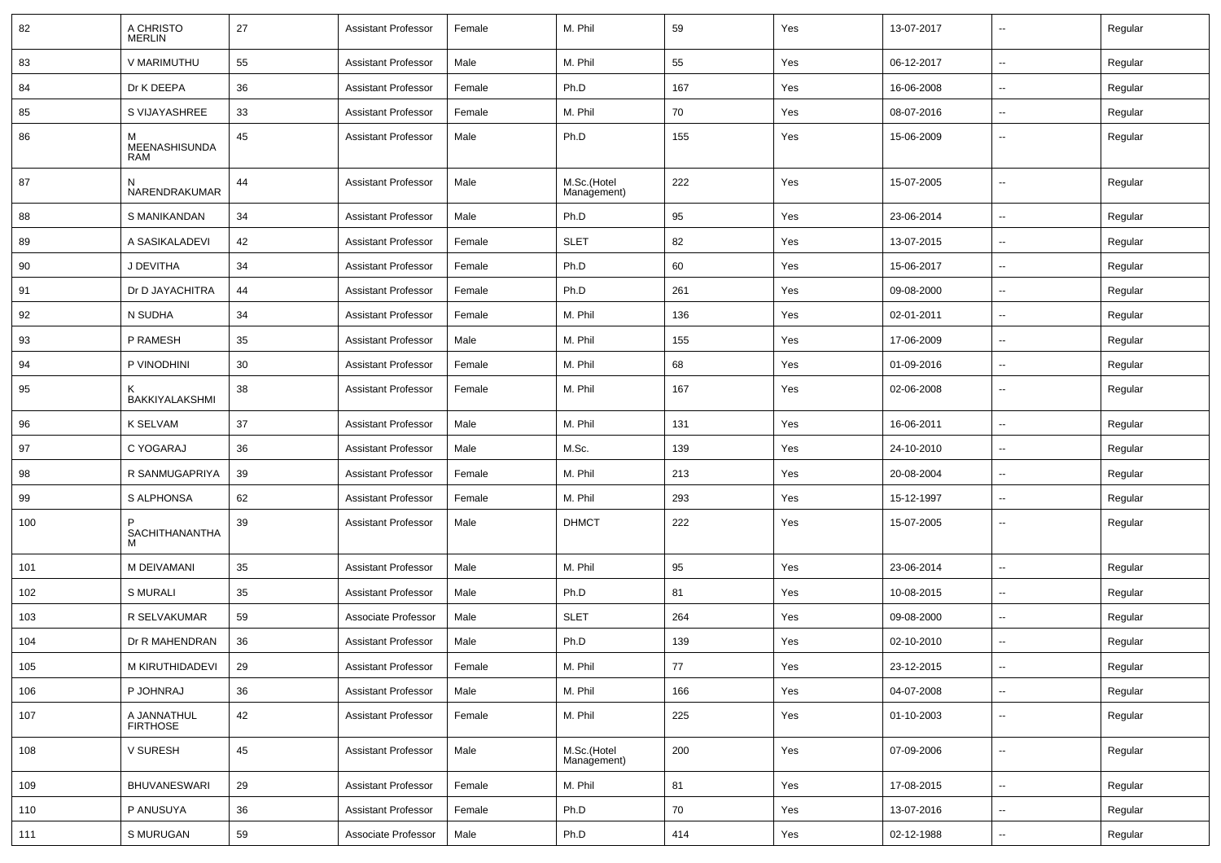| 82 | A CHRISTO MERLIN | 27 | Assistant Professor | Female | M. Phil | 59 | Yes | 13-07-2017 | -- | Regular |
|---|---|---|---|---|---|---|---|---|---|---|
| 83 | V MARIMUTHU | 55 | Assistant Professor | Male | M. Phil | 55 | Yes | 06-12-2017 | -- | Regular |
| 84 | Dr K DEEPA | 36 | Assistant Professor | Female | Ph.D | 167 | Yes | 16-06-2008 | -- | Regular |
| 85 | S VIJAYASHREE | 33 | Assistant Professor | Female | M. Phil | 70 | Yes | 08-07-2016 | -- | Regular |
| 86 | M MEENASHISUNDARAM | 45 | Assistant Professor | Male | Ph.D | 155 | Yes | 15-06-2009 | -- | Regular |
| 87 | N NARENDRAKUMAR | 44 | Assistant Professor | Male | M.Sc.(Hotel Management) | 222 | Yes | 15-07-2005 | -- | Regular |
| 88 | S MANIKANDAN | 34 | Assistant Professor | Male | Ph.D | 95 | Yes | 23-06-2014 | -- | Regular |
| 89 | A SASIKALADEVI | 42 | Assistant Professor | Female | SLET | 82 | Yes | 13-07-2015 | -- | Regular |
| 90 | J DEVITHA | 34 | Assistant Professor | Female | Ph.D | 60 | Yes | 15-06-2017 | -- | Regular |
| 91 | Dr D JAYACHITRA | 44 | Assistant Professor | Female | Ph.D | 261 | Yes | 09-08-2000 | -- | Regular |
| 92 | N SUDHA | 34 | Assistant Professor | Female | M. Phil | 136 | Yes | 02-01-2011 | -- | Regular |
| 93 | P RAMESH | 35 | Assistant Professor | Male | M. Phil | 155 | Yes | 17-06-2009 | -- | Regular |
| 94 | P VINODHINI | 30 | Assistant Professor | Female | M. Phil | 68 | Yes | 01-09-2016 | -- | Regular |
| 95 | K BAKKIYALAKSHMI | 38 | Assistant Professor | Female | M. Phil | 167 | Yes | 02-06-2008 | -- | Regular |
| 96 | K SELVAM | 37 | Assistant Professor | Male | M. Phil | 131 | Yes | 16-06-2011 | -- | Regular |
| 97 | C YOGARAJ | 36 | Assistant Professor | Male | M.Sc. | 139 | Yes | 24-10-2010 | -- | Regular |
| 98 | R SANMUGAPRIYA | 39 | Assistant Professor | Female | M. Phil | 213 | Yes | 20-08-2004 | -- | Regular |
| 99 | S ALPHONSA | 62 | Assistant Professor | Female | M. Phil | 293 | Yes | 15-12-1997 | -- | Regular |
| 100 | P SACHITHANANTHAM | 39 | Assistant Professor | Male | DHMCT | 222 | Yes | 15-07-2005 | -- | Regular |
| 101 | M DEIVAMANI | 35 | Assistant Professor | Male | M. Phil | 95 | Yes | 23-06-2014 | -- | Regular |
| 102 | S MURALI | 35 | Assistant Professor | Male | Ph.D | 81 | Yes | 10-08-2015 | -- | Regular |
| 103 | R SELVAKUMAR | 59 | Associate Professor | Male | SLET | 264 | Yes | 09-08-2000 | -- | Regular |
| 104 | Dr R MAHENDRAN | 36 | Assistant Professor | Male | Ph.D | 139 | Yes | 02-10-2010 | -- | Regular |
| 105 | M KIRUTHIDADEVI | 29 | Assistant Professor | Female | M. Phil | 77 | Yes | 23-12-2015 | -- | Regular |
| 106 | P JOHNRAJ | 36 | Assistant Professor | Male | M. Phil | 166 | Yes | 04-07-2008 | -- | Regular |
| 107 | A JANNATHUL FIRTHOSE | 42 | Assistant Professor | Female | M. Phil | 225 | Yes | 01-10-2003 | -- | Regular |
| 108 | V SURESH | 45 | Assistant Professor | Male | M.Sc.(Hotel Management) | 200 | Yes | 07-09-2006 | -- | Regular |
| 109 | BHUVANESWARI | 29 | Assistant Professor | Female | M. Phil | 81 | Yes | 17-08-2015 | -- | Regular |
| 110 | P ANUSUYA | 36 | Assistant Professor | Female | Ph.D | 70 | Yes | 13-07-2016 | -- | Regular |
| 111 | S MURUGAN | 59 | Associate Professor | Male | Ph.D | 414 | Yes | 02-12-1988 | -- | Regular |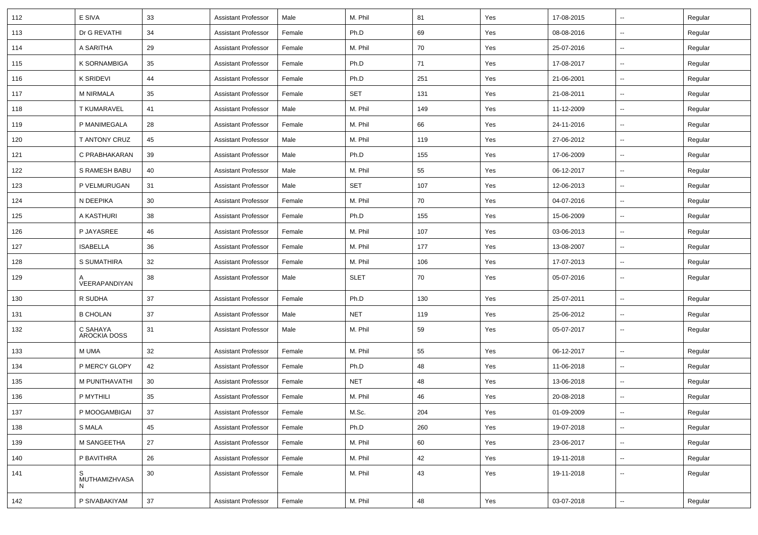| 112 | E SIVA | 33 | Assistant Professor | Male | M. Phil | 81 | Yes | 17-08-2015 | -- | Regular |
|---|---|---|---|---|---|---|---|---|---|---|
| 113 | Dr G REVATHI | 34 | Assistant Professor | Female | Ph.D | 69 | Yes | 08-08-2016 | -- | Regular |
| 114 | A SARITHA | 29 | Assistant Professor | Female | M. Phil | 70 | Yes | 25-07-2016 | -- | Regular |
| 115 | K SORNAMBIGA | 35 | Assistant Professor | Female | Ph.D | 71 | Yes | 17-08-2017 | -- | Regular |
| 116 | K SRIDEVI | 44 | Assistant Professor | Female | Ph.D | 251 | Yes | 21-06-2001 | -- | Regular |
| 117 | M NIRMALA | 35 | Assistant Professor | Female | SET | 131 | Yes | 21-08-2011 | -- | Regular |
| 118 | T KUMARAVEL | 41 | Assistant Professor | Male | M. Phil | 149 | Yes | 11-12-2009 | -- | Regular |
| 119 | P MANIMEGALA | 28 | Assistant Professor | Female | M. Phil | 66 | Yes | 24-11-2016 | -- | Regular |
| 120 | T ANTONY CRUZ | 45 | Assistant Professor | Male | M. Phil | 119 | Yes | 27-06-2012 | -- | Regular |
| 121 | C PRABHAKARAN | 39 | Assistant Professor | Male | Ph.D | 155 | Yes | 17-06-2009 | -- | Regular |
| 122 | S RAMESH BABU | 40 | Assistant Professor | Male | M. Phil | 55 | Yes | 06-12-2017 | -- | Regular |
| 123 | P VELMURUGAN | 31 | Assistant Professor | Male | SET | 107 | Yes | 12-06-2013 | -- | Regular |
| 124 | N DEEPIKA | 30 | Assistant Professor | Female | M. Phil | 70 | Yes | 04-07-2016 | -- | Regular |
| 125 | A KASTHURI | 38 | Assistant Professor | Female | Ph.D | 155 | Yes | 15-06-2009 | -- | Regular |
| 126 | P JAYASREE | 46 | Assistant Professor | Female | M. Phil | 107 | Yes | 03-06-2013 | -- | Regular |
| 127 | ISABELLA | 36 | Assistant Professor | Female | M. Phil | 177 | Yes | 13-08-2007 | -- | Regular |
| 128 | S SUMATHIRA | 32 | Assistant Professor | Female | M. Phil | 106 | Yes | 17-07-2013 | -- | Regular |
| 129 | A VEERAPANDIYAN | 38 | Assistant Professor | Male | SLET | 70 | Yes | 05-07-2016 | -- | Regular |
| 130 | R SUDHA | 37 | Assistant Professor | Female | Ph.D | 130 | Yes | 25-07-2011 | -- | Regular |
| 131 | B CHOLAN | 37 | Assistant Professor | Male | NET | 119 | Yes | 25-06-2012 | -- | Regular |
| 132 | C SAHAYA AROCKIA DOSS | 31 | Assistant Professor | Male | M. Phil | 59 | Yes | 05-07-2017 | -- | Regular |
| 133 | M UMA | 32 | Assistant Professor | Female | M. Phil | 55 | Yes | 06-12-2017 | -- | Regular |
| 134 | P MERCY GLOPY | 42 | Assistant Professor | Female | Ph.D | 48 | Yes | 11-06-2018 | -- | Regular |
| 135 | M PUNITHAVATHI | 30 | Assistant Professor | Female | NET | 48 | Yes | 13-06-2018 | -- | Regular |
| 136 | P MYTHILI | 35 | Assistant Professor | Female | M. Phil | 46 | Yes | 20-08-2018 | -- | Regular |
| 137 | P MOOGAMBIGAI | 37 | Assistant Professor | Female | M.Sc. | 204 | Yes | 01-09-2009 | -- | Regular |
| 138 | S MALA | 45 | Assistant Professor | Female | Ph.D | 260 | Yes | 19-07-2018 | -- | Regular |
| 139 | M SANGEETHA | 27 | Assistant Professor | Female | M. Phil | 60 | Yes | 23-06-2017 | -- | Regular |
| 140 | P BAVITHRA | 26 | Assistant Professor | Female | M. Phil | 42 | Yes | 19-11-2018 | -- | Regular |
| 141 | S MUTHAMIZHVASAN | 30 | Assistant Professor | Female | M. Phil | 43 | Yes | 19-11-2018 | -- | Regular |
| 142 | P SIVABAKIYAM | 37 | Assistant Professor | Female | M. Phil | 48 | Yes | 03-07-2018 | -- | Regular |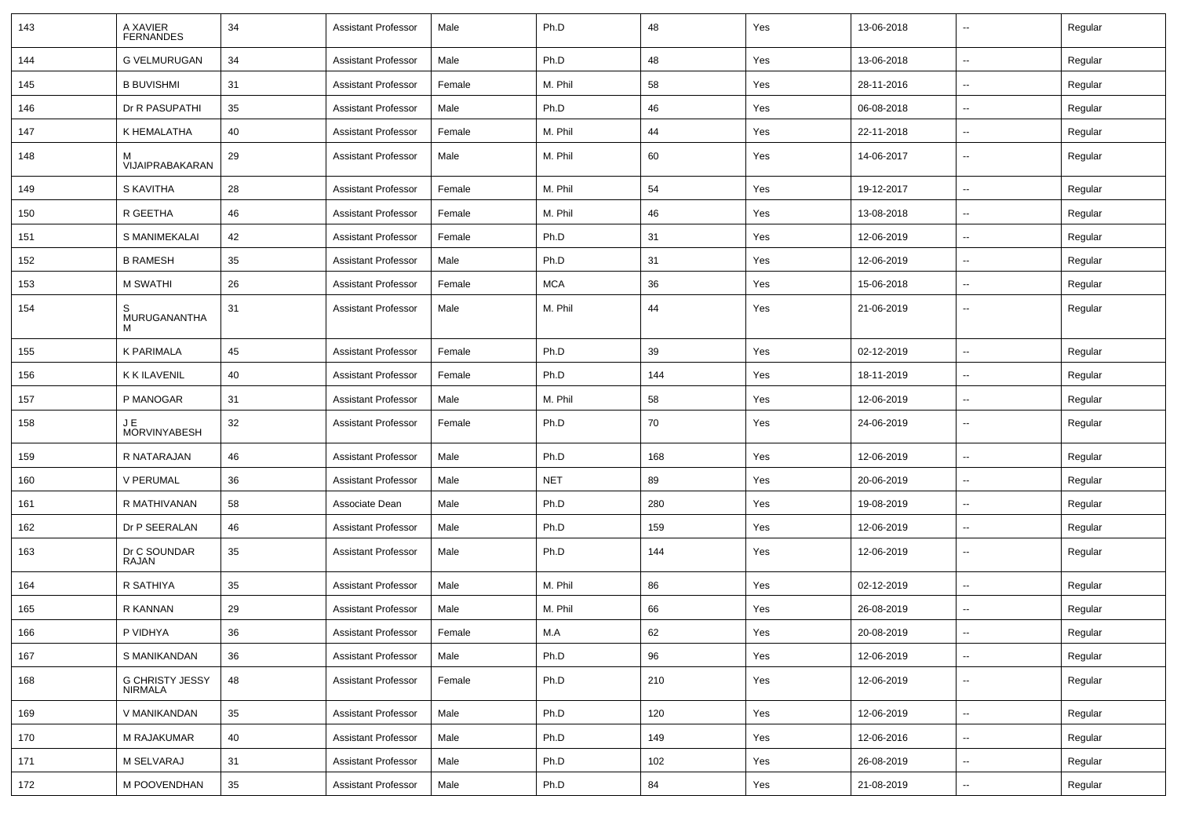| 143 | A XAVIER FERNANDES | 34 | Assistant Professor | Male | Ph.D | 48 | Yes | 13-06-2018 | -- | Regular |
|---|---|---|---|---|---|---|---|---|---|---|
| 144 | G VELMURUGAN | 34 | Assistant Professor | Male | Ph.D | 48 | Yes | 13-06-2018 | -- | Regular |
| 145 | B BUVISHMI | 31 | Assistant Professor | Female | M. Phil | 58 | Yes | 28-11-2016 | -- | Regular |
| 146 | Dr R PASUPATHI | 35 | Assistant Professor | Male | Ph.D | 46 | Yes | 06-08-2018 | -- | Regular |
| 147 | K HEMALATHA | 40 | Assistant Professor | Female | M. Phil | 44 | Yes | 22-11-2018 | -- | Regular |
| 148 | M VIJAIPRABAKARAN | 29 | Assistant Professor | Male | M. Phil | 60 | Yes | 14-06-2017 | -- | Regular |
| 149 | S KAVITHA | 28 | Assistant Professor | Female | M. Phil | 54 | Yes | 19-12-2017 | -- | Regular |
| 150 | R GEETHA | 46 | Assistant Professor | Female | M. Phil | 46 | Yes | 13-08-2018 | -- | Regular |
| 151 | S MANIMEKALAI | 42 | Assistant Professor | Female | Ph.D | 31 | Yes | 12-06-2019 | -- | Regular |
| 152 | B RAMESH | 35 | Assistant Professor | Male | Ph.D | 31 | Yes | 12-06-2019 | -- | Regular |
| 153 | M SWATHI | 26 | Assistant Professor | Female | MCA | 36 | Yes | 15-06-2018 | -- | Regular |
| 154 | S MURUGANANTHA M | 31 | Assistant Professor | Male | M. Phil | 44 | Yes | 21-06-2019 | -- | Regular |
| 155 | K PARIMALA | 45 | Assistant Professor | Female | Ph.D | 39 | Yes | 02-12-2019 | -- | Regular |
| 156 | K K ILAVENIL | 40 | Assistant Professor | Female | Ph.D | 144 | Yes | 18-11-2019 | -- | Regular |
| 157 | P MANOGAR | 31 | Assistant Professor | Male | M. Phil | 58 | Yes | 12-06-2019 | -- | Regular |
| 158 | J E MORVINYABESH | 32 | Assistant Professor | Female | Ph.D | 70 | Yes | 24-06-2019 | -- | Regular |
| 159 | R NATARAJAN | 46 | Assistant Professor | Male | Ph.D | 168 | Yes | 12-06-2019 | -- | Regular |
| 160 | V PERUMAL | 36 | Assistant Professor | Male | NET | 89 | Yes | 20-06-2019 | -- | Regular |
| 161 | R MATHIVANAN | 58 | Associate Dean | Male | Ph.D | 280 | Yes | 19-08-2019 | -- | Regular |
| 162 | Dr P SEERALAN | 46 | Assistant Professor | Male | Ph.D | 159 | Yes | 12-06-2019 | -- | Regular |
| 163 | Dr C SOUNDAR RAJAN | 35 | Assistant Professor | Male | Ph.D | 144 | Yes | 12-06-2019 | -- | Regular |
| 164 | R SATHIYA | 35 | Assistant Professor | Male | M. Phil | 86 | Yes | 02-12-2019 | -- | Regular |
| 165 | R KANNAN | 29 | Assistant Professor | Male | M. Phil | 66 | Yes | 26-08-2019 | -- | Regular |
| 166 | P VIDHYA | 36 | Assistant Professor | Female | M.A | 62 | Yes | 20-08-2019 | -- | Regular |
| 167 | S MANIKANDAN | 36 | Assistant Professor | Male | Ph.D | 96 | Yes | 12-06-2019 | -- | Regular |
| 168 | G CHRISTY JESSY NIRMALA | 48 | Assistant Professor | Female | Ph.D | 210 | Yes | 12-06-2019 | -- | Regular |
| 169 | V MANIKANDAN | 35 | Assistant Professor | Male | Ph.D | 120 | Yes | 12-06-2019 | -- | Regular |
| 170 | M RAJAKUMAR | 40 | Assistant Professor | Male | Ph.D | 149 | Yes | 12-06-2016 | -- | Regular |
| 171 | M SELVARAJ | 31 | Assistant Professor | Male | Ph.D | 102 | Yes | 26-08-2019 | -- | Regular |
| 172 | M POOVENDHAN | 35 | Assistant Professor | Male | Ph.D | 84 | Yes | 21-08-2019 | -- | Regular |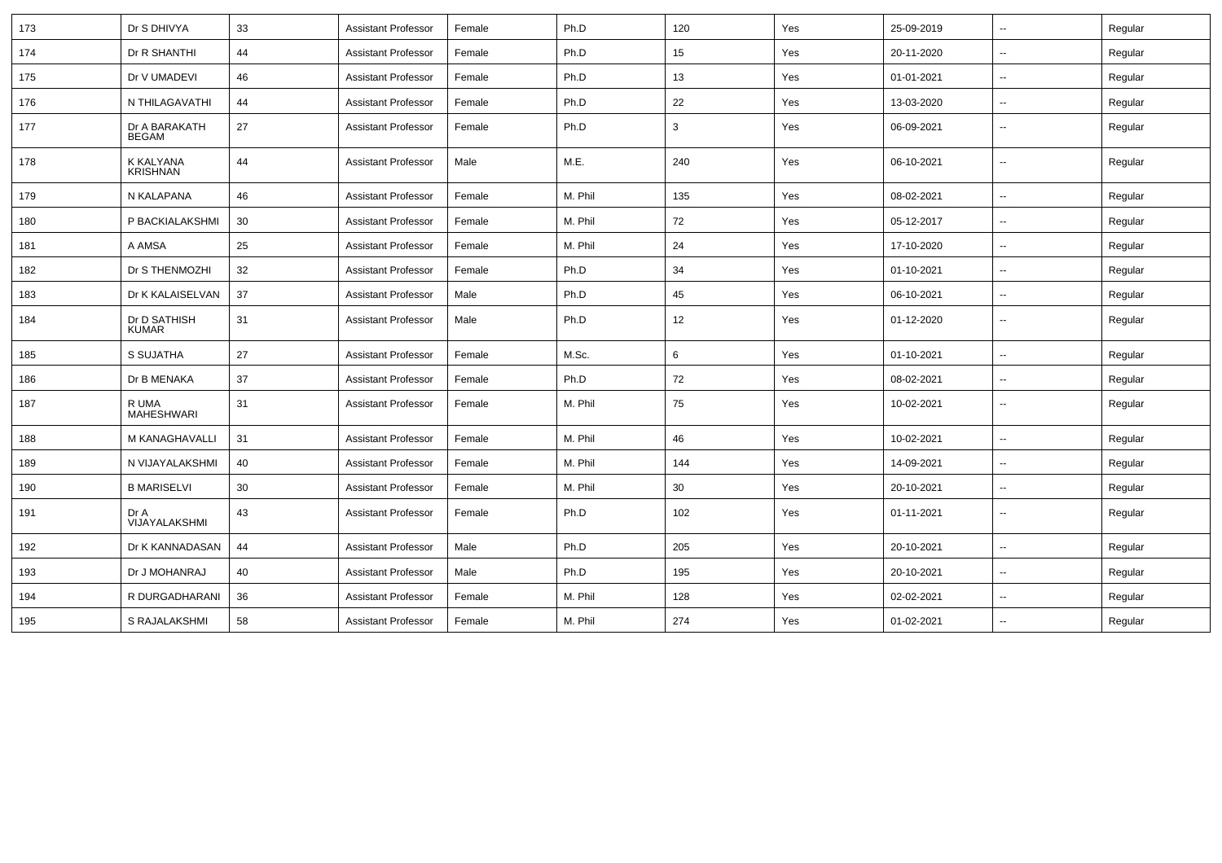| | | | | | | | | | | |
|---|---|---|---|---|---|---|---|---|---|---|
| 173 | Dr S DHIVYA | 33 | Assistant Professor | Female | Ph.D | 120 | Yes | 25-09-2019 | -- | Regular |
| 174 | Dr R SHANTHI | 44 | Assistant Professor | Female | Ph.D | 15 | Yes | 20-11-2020 | -- | Regular |
| 175 | Dr V UMADEVI | 46 | Assistant Professor | Female | Ph.D | 13 | Yes | 01-01-2021 | -- | Regular |
| 176 | N THILAGAVATHI | 44 | Assistant Professor | Female | Ph.D | 22 | Yes | 13-03-2020 | -- | Regular |
| 177 | Dr A BARAKATH BEGAM | 27 | Assistant Professor | Female | Ph.D | 3 | Yes | 06-09-2021 | -- | Regular |
| 178 | K KALYANA KRISHNAN | 44 | Assistant Professor | Male | M.E. | 240 | Yes | 06-10-2021 | -- | Regular |
| 179 | N KALAPANA | 46 | Assistant Professor | Female | M. Phil | 135 | Yes | 08-02-2021 | -- | Regular |
| 180 | P BACKIALAKSHMI | 30 | Assistant Professor | Female | M. Phil | 72 | Yes | 05-12-2017 | -- | Regular |
| 181 | A AMSA | 25 | Assistant Professor | Female | M. Phil | 24 | Yes | 17-10-2020 | -- | Regular |
| 182 | Dr S THENMOZHI | 32 | Assistant Professor | Female | Ph.D | 34 | Yes | 01-10-2021 | -- | Regular |
| 183 | Dr K KALAISELVAN | 37 | Assistant Professor | Male | Ph.D | 45 | Yes | 06-10-2021 | -- | Regular |
| 184 | Dr D SATHISH KUMAR | 31 | Assistant Professor | Male | Ph.D | 12 | Yes | 01-12-2020 | -- | Regular |
| 185 | S SUJATHA | 27 | Assistant Professor | Female | M.Sc. | 6 | Yes | 01-10-2021 | -- | Regular |
| 186 | Dr B MENAKA | 37 | Assistant Professor | Female | Ph.D | 72 | Yes | 08-02-2021 | -- | Regular |
| 187 | R UMA MAHESHWARI | 31 | Assistant Professor | Female | M. Phil | 75 | Yes | 10-02-2021 | -- | Regular |
| 188 | M KANAGHAVALLI | 31 | Assistant Professor | Female | M. Phil | 46 | Yes | 10-02-2021 | -- | Regular |
| 189 | N VIJAYALAKSHMI | 40 | Assistant Professor | Female | M. Phil | 144 | Yes | 14-09-2021 | -- | Regular |
| 190 | B MARISELVI | 30 | Assistant Professor | Female | M. Phil | 30 | Yes | 20-10-2021 | -- | Regular |
| 191 | Dr A VIJAYALAKSHMI | 43 | Assistant Professor | Female | Ph.D | 102 | Yes | 01-11-2021 | -- | Regular |
| 192 | Dr K KANNADASAN | 44 | Assistant Professor | Male | Ph.D | 205 | Yes | 20-10-2021 | -- | Regular |
| 193 | Dr J MOHANRAJ | 40 | Assistant Professor | Male | Ph.D | 195 | Yes | 20-10-2021 | -- | Regular |
| 194 | R DURGADHARANI | 36 | Assistant Professor | Female | M. Phil | 128 | Yes | 02-02-2021 | -- | Regular |
| 195 | S RAJALAKSHMI | 58 | Assistant Professor | Female | M. Phil | 274 | Yes | 01-02-2021 | -- | Regular |